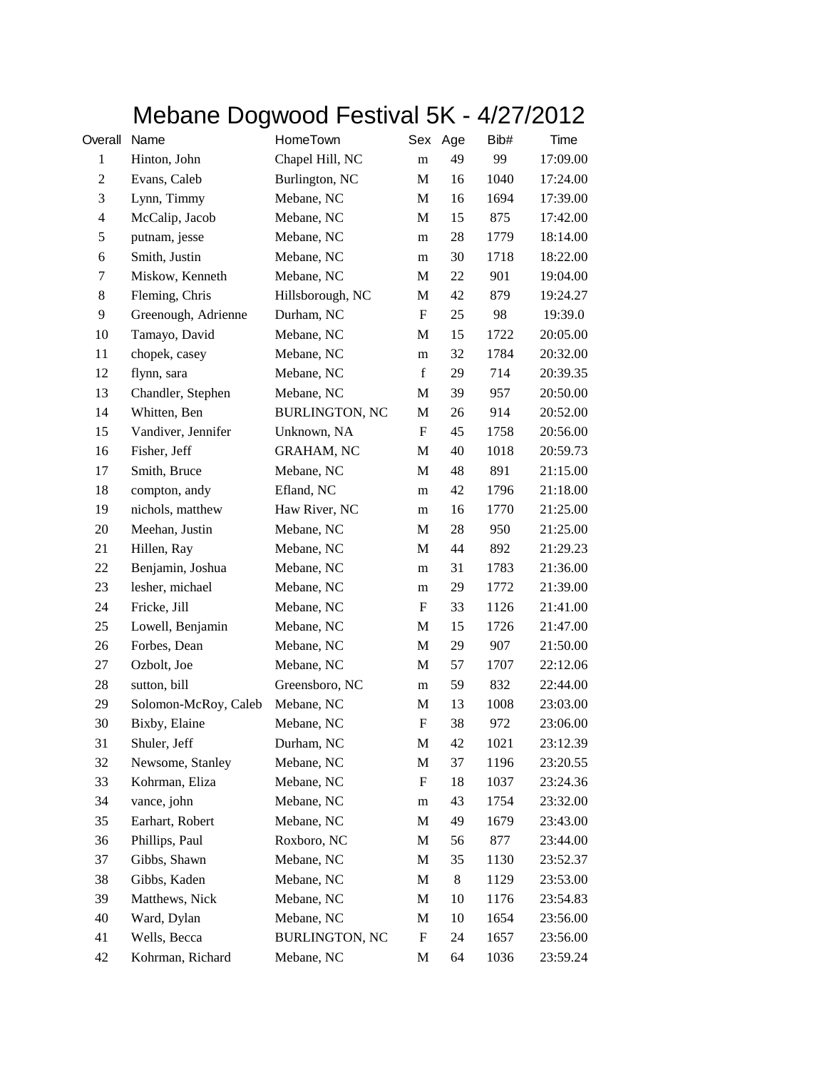# Mebane Dogwood Festival 5K - 4/27/2012

| Overall | Name | HomeTown | Sex | Age | Bib# | Time |
|---|---|---|---|---|---|---|
| 1 | Hinton, John | Chapel Hill, NC | m | 49 | 99 | 17:09.00 |
| 2 | Evans, Caleb | Burlington, NC | M | 16 | 1040 | 17:24.00 |
| 3 | Lynn, Timmy | Mebane, NC | M | 16 | 1694 | 17:39.00 |
| 4 | McCalip, Jacob | Mebane, NC | M | 15 | 875 | 17:42.00 |
| 5 | putnam, jesse | Mebane, NC | m | 28 | 1779 | 18:14.00 |
| 6 | Smith, Justin | Mebane, NC | m | 30 | 1718 | 18:22.00 |
| 7 | Miskow, Kenneth | Mebane, NC | M | 22 | 901 | 19:04.00 |
| 8 | Fleming, Chris | Hillsborough, NC | M | 42 | 879 | 19:24.27 |
| 9 | Greenough, Adrienne | Durham, NC | F | 25 | 98 | 19:39.0 |
| 10 | Tamayo, David | Mebane, NC | M | 15 | 1722 | 20:05.00 |
| 11 | chopek, casey | Mebane, NC | m | 32 | 1784 | 20:32.00 |
| 12 | flynn, sara | Mebane, NC | f | 29 | 714 | 20:39.35 |
| 13 | Chandler, Stephen | Mebane, NC | M | 39 | 957 | 20:50.00 |
| 14 | Whitten, Ben | BURLINGTON, NC | M | 26 | 914 | 20:52.00 |
| 15 | Vandiver, Jennifer | Unknown, NA | F | 45 | 1758 | 20:56.00 |
| 16 | Fisher, Jeff | GRAHAM, NC | M | 40 | 1018 | 20:59.73 |
| 17 | Smith, Bruce | Mebane, NC | M | 48 | 891 | 21:15.00 |
| 18 | compton, andy | Efland, NC | m | 42 | 1796 | 21:18.00 |
| 19 | nichols, matthew | Haw River, NC | m | 16 | 1770 | 21:25.00 |
| 20 | Meehan, Justin | Mebane, NC | M | 28 | 950 | 21:25.00 |
| 21 | Hillen, Ray | Mebane, NC | M | 44 | 892 | 21:29.23 |
| 22 | Benjamin, Joshua | Mebane, NC | m | 31 | 1783 | 21:36.00 |
| 23 | lesher, michael | Mebane, NC | m | 29 | 1772 | 21:39.00 |
| 24 | Fricke, Jill | Mebane, NC | F | 33 | 1126 | 21:41.00 |
| 25 | Lowell, Benjamin | Mebane, NC | M | 15 | 1726 | 21:47.00 |
| 26 | Forbes, Dean | Mebane, NC | M | 29 | 907 | 21:50.00 |
| 27 | Ozbolt, Joe | Mebane, NC | M | 57 | 1707 | 22:12.06 |
| 28 | sutton, bill | Greensboro, NC | m | 59 | 832 | 22:44.00 |
| 29 | Solomon-McRoy, Caleb | Mebane, NC | M | 13 | 1008 | 23:03.00 |
| 30 | Bixby, Elaine | Mebane, NC | F | 38 | 972 | 23:06.00 |
| 31 | Shuler, Jeff | Durham, NC | M | 42 | 1021 | 23:12.39 |
| 32 | Newsome, Stanley | Mebane, NC | M | 37 | 1196 | 23:20.55 |
| 33 | Kohrman, Eliza | Mebane, NC | F | 18 | 1037 | 23:24.36 |
| 34 | vance, john | Mebane, NC | m | 43 | 1754 | 23:32.00 |
| 35 | Earhart, Robert | Mebane, NC | M | 49 | 1679 | 23:43.00 |
| 36 | Phillips, Paul | Roxboro, NC | M | 56 | 877 | 23:44.00 |
| 37 | Gibbs, Shawn | Mebane, NC | M | 35 | 1130 | 23:52.37 |
| 38 | Gibbs, Kaden | Mebane, NC | M | 8 | 1129 | 23:53.00 |
| 39 | Matthews, Nick | Mebane, NC | M | 10 | 1176 | 23:54.83 |
| 40 | Ward, Dylan | Mebane, NC | M | 10 | 1654 | 23:56.00 |
| 41 | Wells, Becca | BURLINGTON, NC | F | 24 | 1657 | 23:56.00 |
| 42 | Kohrman, Richard | Mebane, NC | M | 64 | 1036 | 23:59.24 |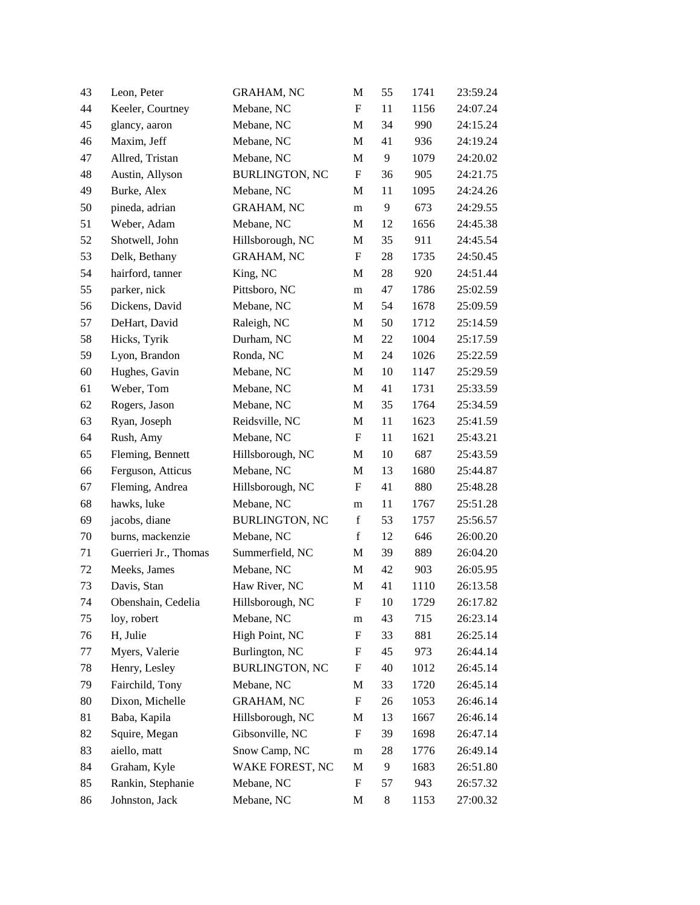| | | | | | | |
|---|---|---|---|---|---|---|
| 43 | Leon, Peter | GRAHAM, NC | M | 55 | 1741 | 23:59.24 |
| 44 | Keeler, Courtney | Mebane, NC | F | 11 | 1156 | 24:07.24 |
| 45 | glancy, aaron | Mebane, NC | M | 34 | 990 | 24:15.24 |
| 46 | Maxim, Jeff | Mebane, NC | M | 41 | 936 | 24:19.24 |
| 47 | Allred, Tristan | Mebane, NC | M | 9 | 1079 | 24:20.02 |
| 48 | Austin, Allyson | BURLINGTON, NC | F | 36 | 905 | 24:21.75 |
| 49 | Burke, Alex | Mebane, NC | M | 11 | 1095 | 24:24.26 |
| 50 | pineda, adrian | GRAHAM, NC | m | 9 | 673 | 24:29.55 |
| 51 | Weber, Adam | Mebane, NC | M | 12 | 1656 | 24:45.38 |
| 52 | Shotwell, John | Hillsborough, NC | M | 35 | 911 | 24:45.54 |
| 53 | Delk, Bethany | GRAHAM, NC | F | 28 | 1735 | 24:50.45 |
| 54 | hairford, tanner | King, NC | M | 28 | 920 | 24:51.44 |
| 55 | parker, nick | Pittsboro, NC | m | 47 | 1786 | 25:02.59 |
| 56 | Dickens, David | Mebane, NC | M | 54 | 1678 | 25:09.59 |
| 57 | DeHart, David | Raleigh, NC | M | 50 | 1712 | 25:14.59 |
| 58 | Hicks, Tyrik | Durham, NC | M | 22 | 1004 | 25:17.59 |
| 59 | Lyon, Brandon | Ronda, NC | M | 24 | 1026 | 25:22.59 |
| 60 | Hughes, Gavin | Mebane, NC | M | 10 | 1147 | 25:29.59 |
| 61 | Weber, Tom | Mebane, NC | M | 41 | 1731 | 25:33.59 |
| 62 | Rogers, Jason | Mebane, NC | M | 35 | 1764 | 25:34.59 |
| 63 | Ryan, Joseph | Reidsville, NC | M | 11 | 1623 | 25:41.59 |
| 64 | Rush, Amy | Mebane, NC | F | 11 | 1621 | 25:43.21 |
| 65 | Fleming, Bennett | Hillsborough, NC | M | 10 | 687 | 25:43.59 |
| 66 | Ferguson, Atticus | Mebane, NC | M | 13 | 1680 | 25:44.87 |
| 67 | Fleming, Andrea | Hillsborough, NC | F | 41 | 880 | 25:48.28 |
| 68 | hawks, luke | Mebane, NC | m | 11 | 1767 | 25:51.28 |
| 69 | jacobs, diane | BURLINGTON, NC | f | 53 | 1757 | 25:56.57 |
| 70 | burns, mackenzie | Mebane, NC | f | 12 | 646 | 26:00.20 |
| 71 | Guerrieri Jr., Thomas | Summerfield, NC | M | 39 | 889 | 26:04.20 |
| 72 | Meeks, James | Mebane, NC | M | 42 | 903 | 26:05.95 |
| 73 | Davis, Stan | Haw River, NC | M | 41 | 1110 | 26:13.58 |
| 74 | Obenshain, Cedelia | Hillsborough, NC | F | 10 | 1729 | 26:17.82 |
| 75 | loy, robert | Mebane, NC | m | 43 | 715 | 26:23.14 |
| 76 | H, Julie | High Point, NC | F | 33 | 881 | 26:25.14 |
| 77 | Myers, Valerie | Burlington, NC | F | 45 | 973 | 26:44.14 |
| 78 | Henry, Lesley | BURLINGTON, NC | F | 40 | 1012 | 26:45.14 |
| 79 | Fairchild, Tony | Mebane, NC | M | 33 | 1720 | 26:45.14 |
| 80 | Dixon, Michelle | GRAHAM, NC | F | 26 | 1053 | 26:46.14 |
| 81 | Baba, Kapila | Hillsborough, NC | M | 13 | 1667 | 26:46.14 |
| 82 | Squire, Megan | Gibsonville, NC | F | 39 | 1698 | 26:47.14 |
| 83 | aiello, matt | Snow Camp, NC | m | 28 | 1776 | 26:49.14 |
| 84 | Graham, Kyle | WAKE FOREST, NC | M | 9 | 1683 | 26:51.80 |
| 85 | Rankin, Stephanie | Mebane, NC | F | 57 | 943 | 26:57.32 |
| 86 | Johnston, Jack | Mebane, NC | M | 8 | 1153 | 27:00.32 |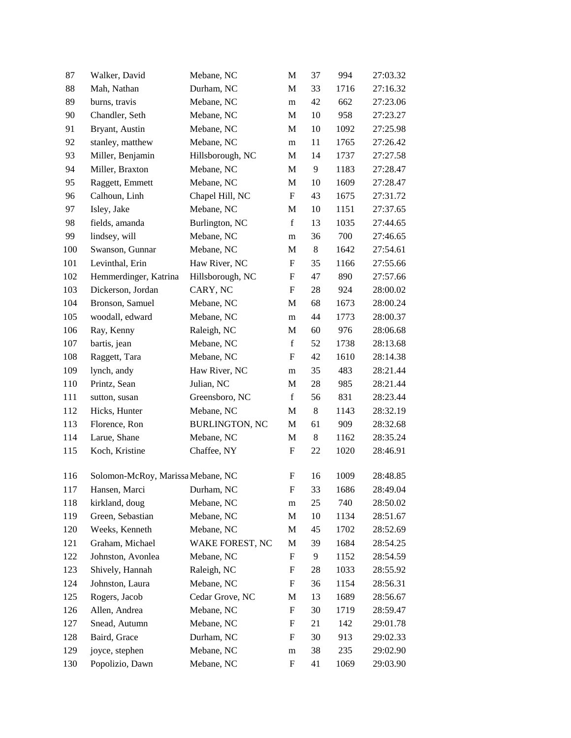| | | | | | | |
|---|---|---|---|---|---|---|
| 87 | Walker, David | Mebane, NC | M | 37 | 994 | 27:03.32 |
| 88 | Mah, Nathan | Durham, NC | M | 33 | 1716 | 27:16.32 |
| 89 | burns, travis | Mebane, NC | m | 42 | 662 | 27:23.06 |
| 90 | Chandler, Seth | Mebane, NC | M | 10 | 958 | 27:23.27 |
| 91 | Bryant, Austin | Mebane, NC | M | 10 | 1092 | 27:25.98 |
| 92 | stanley, matthew | Mebane, NC | m | 11 | 1765 | 27:26.42 |
| 93 | Miller, Benjamin | Hillsborough, NC | M | 14 | 1737 | 27:27.58 |
| 94 | Miller, Braxton | Mebane, NC | M | 9 | 1183 | 27:28.47 |
| 95 | Raggett, Emmett | Mebane, NC | M | 10 | 1609 | 27:28.47 |
| 96 | Calhoun, Linh | Chapel Hill, NC | F | 43 | 1675 | 27:31.72 |
| 97 | Isley, Jake | Mebane, NC | M | 10 | 1151 | 27:37.65 |
| 98 | fields, amanda | Burlington, NC | f | 13 | 1035 | 27:44.65 |
| 99 | lindsey, will | Mebane, NC | m | 36 | 700 | 27:46.65 |
| 100 | Swanson, Gunnar | Mebane, NC | M | 8 | 1642 | 27:54.61 |
| 101 | Levinthal, Erin | Haw River, NC | F | 35 | 1166 | 27:55.66 |
| 102 | Hemmerdinger, Katrina | Hillsborough, NC | F | 47 | 890 | 27:57.66 |
| 103 | Dickerson, Jordan | CARY, NC | F | 28 | 924 | 28:00.02 |
| 104 | Bronson, Samuel | Mebane, NC | M | 68 | 1673 | 28:00.24 |
| 105 | woodall, edward | Mebane, NC | m | 44 | 1773 | 28:00.37 |
| 106 | Ray, Kenny | Raleigh, NC | M | 60 | 976 | 28:06.68 |
| 107 | bartis, jean | Mebane, NC | f | 52 | 1738 | 28:13.68 |
| 108 | Raggett, Tara | Mebane, NC | F | 42 | 1610 | 28:14.38 |
| 109 | lynch, andy | Haw River, NC | m | 35 | 483 | 28:21.44 |
| 110 | Printz, Sean | Julian, NC | M | 28 | 985 | 28:21.44 |
| 111 | sutton, susan | Greensboro, NC | f | 56 | 831 | 28:23.44 |
| 112 | Hicks, Hunter | Mebane, NC | M | 8 | 1143 | 28:32.19 |
| 113 | Florence, Ron | BURLINGTON, NC | M | 61 | 909 | 28:32.68 |
| 114 | Larue, Shane | Mebane, NC | M | 8 | 1162 | 28:35.24 |
| 115 | Koch, Kristine | Chaffee, NY | F | 22 | 1020 | 28:46.91 |
| 116 | Solomon-McRoy, Marissa | Mebane, NC | F | 16 | 1009 | 28:48.85 |
| 117 | Hansen, Marci | Durham, NC | F | 33 | 1686 | 28:49.04 |
| 118 | kirkland, doug | Mebane, NC | m | 25 | 740 | 28:50.02 |
| 119 | Green, Sebastian | Mebane, NC | M | 10 | 1134 | 28:51.67 |
| 120 | Weeks, Kenneth | Mebane, NC | M | 45 | 1702 | 28:52.69 |
| 121 | Graham, Michael | WAKE FOREST, NC | M | 39 | 1684 | 28:54.25 |
| 122 | Johnston, Avonlea | Mebane, NC | F | 9 | 1152 | 28:54.59 |
| 123 | Shively, Hannah | Raleigh, NC | F | 28 | 1033 | 28:55.92 |
| 124 | Johnston, Laura | Mebane, NC | F | 36 | 1154 | 28:56.31 |
| 125 | Rogers, Jacob | Cedar Grove, NC | M | 13 | 1689 | 28:56.67 |
| 126 | Allen, Andrea | Mebane, NC | F | 30 | 1719 | 28:59.47 |
| 127 | Snead, Autumn | Mebane, NC | F | 21 | 142 | 29:01.78 |
| 128 | Baird, Grace | Durham, NC | F | 30 | 913 | 29:02.33 |
| 129 | joyce, stephen | Mebane, NC | m | 38 | 235 | 29:02.90 |
| 130 | Popolizio, Dawn | Mebane, NC | F | 41 | 1069 | 29:03.90 |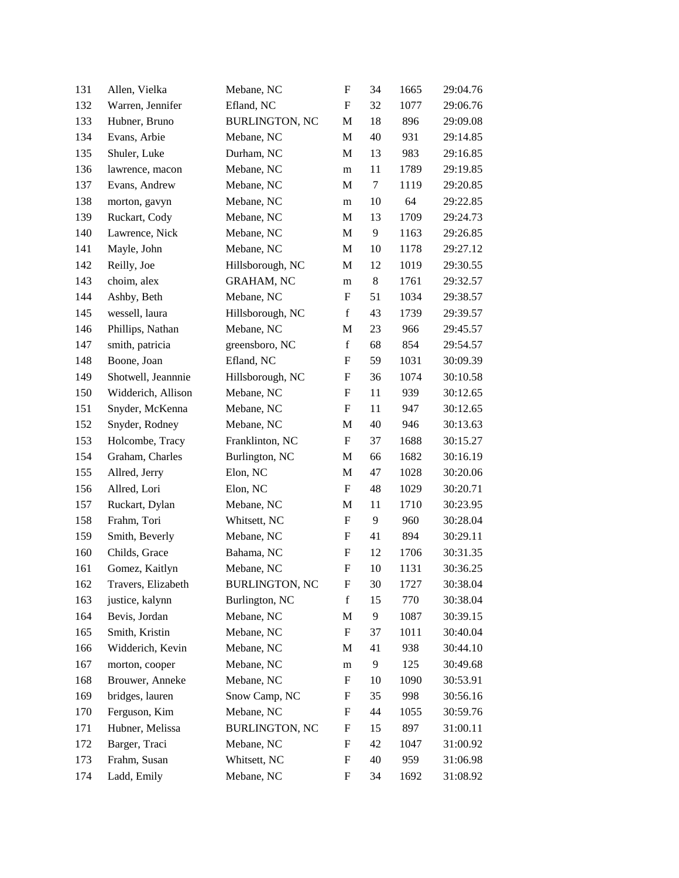| | | | | | | |
|---|---|---|---|---|---|---|
| 131 | Allen, Vielka | Mebane, NC | F | 34 | 1665 | 29:04.76 |
| 132 | Warren, Jennifer | Efland, NC | F | 32 | 1077 | 29:06.76 |
| 133 | Hubner, Bruno | BURLINGTON, NC | M | 18 | 896 | 29:09.08 |
| 134 | Evans, Arbie | Mebane, NC | M | 40 | 931 | 29:14.85 |
| 135 | Shuler, Luke | Durham, NC | M | 13 | 983 | 29:16.85 |
| 136 | lawrence, macon | Mebane, NC | m | 11 | 1789 | 29:19.85 |
| 137 | Evans, Andrew | Mebane, NC | M | 7 | 1119 | 29:20.85 |
| 138 | morton, gavyn | Mebane, NC | m | 10 | 64 | 29:22.85 |
| 139 | Ruckart, Cody | Mebane, NC | M | 13 | 1709 | 29:24.73 |
| 140 | Lawrence, Nick | Mebane, NC | M | 9 | 1163 | 29:26.85 |
| 141 | Mayle, John | Mebane, NC | M | 10 | 1178 | 29:27.12 |
| 142 | Reilly, Joe | Hillsborough, NC | M | 12 | 1019 | 29:30.55 |
| 143 | choim, alex | GRAHAM, NC | m | 8 | 1761 | 29:32.57 |
| 144 | Ashby, Beth | Mebane, NC | F | 51 | 1034 | 29:38.57 |
| 145 | wessell, laura | Hillsborough, NC | f | 43 | 1739 | 29:39.57 |
| 146 | Phillips, Nathan | Mebane, NC | M | 23 | 966 | 29:45.57 |
| 147 | smith, patricia | greensboro, NC | f | 68 | 854 | 29:54.57 |
| 148 | Boone, Joan | Efland, NC | F | 59 | 1031 | 30:09.39 |
| 149 | Shotwell, Jeannnie | Hillsborough, NC | F | 36 | 1074 | 30:10.58 |
| 150 | Widderich, Allison | Mebane, NC | F | 11 | 939 | 30:12.65 |
| 151 | Snyder, McKenna | Mebane, NC | F | 11 | 947 | 30:12.65 |
| 152 | Snyder, Rodney | Mebane, NC | M | 40 | 946 | 30:13.63 |
| 153 | Holcombe, Tracy | Franklinton, NC | F | 37 | 1688 | 30:15.27 |
| 154 | Graham, Charles | Burlington, NC | M | 66 | 1682 | 30:16.19 |
| 155 | Allred, Jerry | Elon, NC | M | 47 | 1028 | 30:20.06 |
| 156 | Allred, Lori | Elon, NC | F | 48 | 1029 | 30:20.71 |
| 157 | Ruckart, Dylan | Mebane, NC | M | 11 | 1710 | 30:23.95 |
| 158 | Frahm, Tori | Whitsett, NC | F | 9 | 960 | 30:28.04 |
| 159 | Smith, Beverly | Mebane, NC | F | 41 | 894 | 30:29.11 |
| 160 | Childs, Grace | Bahama, NC | F | 12 | 1706 | 30:31.35 |
| 161 | Gomez, Kaitlyn | Mebane, NC | F | 10 | 1131 | 30:36.25 |
| 162 | Travers, Elizabeth | BURLINGTON, NC | F | 30 | 1727 | 30:38.04 |
| 163 | justice, kalynn | Burlington, NC | f | 15 | 770 | 30:38.04 |
| 164 | Bevis, Jordan | Mebane, NC | M | 9 | 1087 | 30:39.15 |
| 165 | Smith, Kristin | Mebane, NC | F | 37 | 1011 | 30:40.04 |
| 166 | Widderich, Kevin | Mebane, NC | M | 41 | 938 | 30:44.10 |
| 167 | morton, cooper | Mebane, NC | m | 9 | 125 | 30:49.68 |
| 168 | Brouwer, Anneke | Mebane, NC | F | 10 | 1090 | 30:53.91 |
| 169 | bridges, lauren | Snow Camp, NC | F | 35 | 998 | 30:56.16 |
| 170 | Ferguson, Kim | Mebane, NC | F | 44 | 1055 | 30:59.76 |
| 171 | Hubner, Melissa | BURLINGTON, NC | F | 15 | 897 | 31:00.11 |
| 172 | Barger, Traci | Mebane, NC | F | 42 | 1047 | 31:00.92 |
| 173 | Frahm, Susan | Whitsett, NC | F | 40 | 959 | 31:06.98 |
| 174 | Ladd, Emily | Mebane, NC | F | 34 | 1692 | 31:08.92 |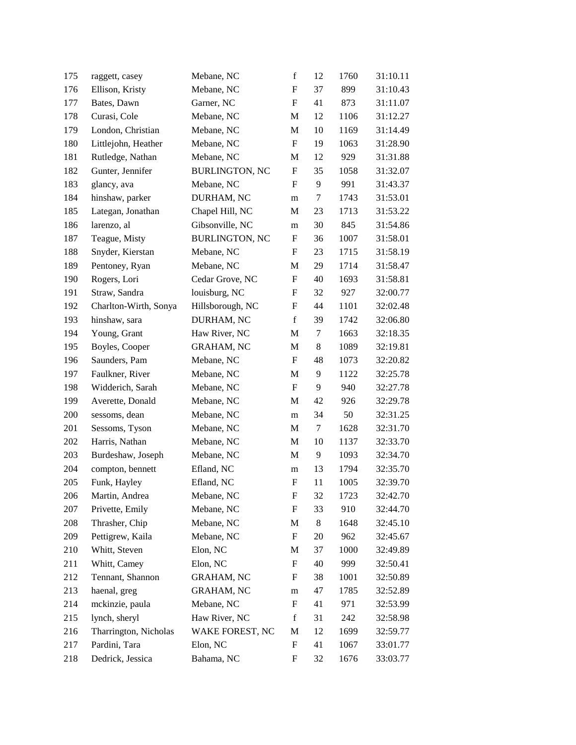| | | | | | | |
|---|---|---|---|---|---|---|
| 175 | raggett, casey | Mebane, NC | f | 12 | 1760 | 31:10.11 |
| 176 | Ellison, Kristy | Mebane, NC | F | 37 | 899 | 31:10.43 |
| 177 | Bates, Dawn | Garner, NC | F | 41 | 873 | 31:11.07 |
| 178 | Curasi, Cole | Mebane, NC | M | 12 | 1106 | 31:12.27 |
| 179 | London, Christian | Mebane, NC | M | 10 | 1169 | 31:14.49 |
| 180 | Littlejohn, Heather | Mebane, NC | F | 19 | 1063 | 31:28.90 |
| 181 | Rutledge, Nathan | Mebane, NC | M | 12 | 929 | 31:31.88 |
| 182 | Gunter, Jennifer | BURLINGTON, NC | F | 35 | 1058 | 31:32.07 |
| 183 | glancy, ava | Mebane, NC | F | 9 | 991 | 31:43.37 |
| 184 | hinshaw, parker | DURHAM, NC | m | 7 | 1743 | 31:53.01 |
| 185 | Lategan, Jonathan | Chapel Hill, NC | M | 23 | 1713 | 31:53.22 |
| 186 | larenzo, al | Gibsonville, NC | m | 30 | 845 | 31:54.86 |
| 187 | Teague, Misty | BURLINGTON, NC | F | 36 | 1007 | 31:58.01 |
| 188 | Snyder, Kierstan | Mebane, NC | F | 23 | 1715 | 31:58.19 |
| 189 | Pentoney, Ryan | Mebane, NC | M | 29 | 1714 | 31:58.47 |
| 190 | Rogers, Lori | Cedar Grove, NC | F | 40 | 1693 | 31:58.81 |
| 191 | Straw, Sandra | louisburg, NC | F | 32 | 927 | 32:00.77 |
| 192 | Charlton-Wirth, Sonya | Hillsborough, NC | F | 44 | 1101 | 32:02.48 |
| 193 | hinshaw, sara | DURHAM, NC | f | 39 | 1742 | 32:06.80 |
| 194 | Young, Grant | Haw River, NC | M | 7 | 1663 | 32:18.35 |
| 195 | Boyles, Cooper | GRAHAM, NC | M | 8 | 1089 | 32:19.81 |
| 196 | Saunders, Pam | Mebane, NC | F | 48 | 1073 | 32:20.82 |
| 197 | Faulkner, River | Mebane, NC | M | 9 | 1122 | 32:25.78 |
| 198 | Widderich, Sarah | Mebane, NC | F | 9 | 940 | 32:27.78 |
| 199 | Averette, Donald | Mebane, NC | M | 42 | 926 | 32:29.78 |
| 200 | sessoms, dean | Mebane, NC | m | 34 | 50 | 32:31.25 |
| 201 | Sessoms, Tyson | Mebane, NC | M | 7 | 1628 | 32:31.70 |
| 202 | Harris, Nathan | Mebane, NC | M | 10 | 1137 | 32:33.70 |
| 203 | Burdeshaw, Joseph | Mebane, NC | M | 9 | 1093 | 32:34.70 |
| 204 | compton, bennett | Efland, NC | m | 13 | 1794 | 32:35.70 |
| 205 | Funk, Hayley | Efland, NC | F | 11 | 1005 | 32:39.70 |
| 206 | Martin, Andrea | Mebane, NC | F | 32 | 1723 | 32:42.70 |
| 207 | Privette, Emily | Mebane, NC | F | 33 | 910 | 32:44.70 |
| 208 | Thrasher, Chip | Mebane, NC | M | 8 | 1648 | 32:45.10 |
| 209 | Pettigrew, Kaila | Mebane, NC | F | 20 | 962 | 32:45.67 |
| 210 | Whitt, Steven | Elon, NC | M | 37 | 1000 | 32:49.89 |
| 211 | Whitt, Camey | Elon, NC | F | 40 | 999 | 32:50.41 |
| 212 | Tennant, Shannon | GRAHAM, NC | F | 38 | 1001 | 32:50.89 |
| 213 | haenal, greg | GRAHAM, NC | m | 47 | 1785 | 32:52.89 |
| 214 | mckinzie, paula | Mebane, NC | F | 41 | 971 | 32:53.99 |
| 215 | lynch, sheryl | Haw River, NC | f | 31 | 242 | 32:58.98 |
| 216 | Tharrington, Nicholas | WAKE FOREST, NC | M | 12 | 1699 | 32:59.77 |
| 217 | Pardini, Tara | Elon, NC | F | 41 | 1067 | 33:01.77 |
| 218 | Dedrick, Jessica | Bahama, NC | F | 32 | 1676 | 33:03.77 |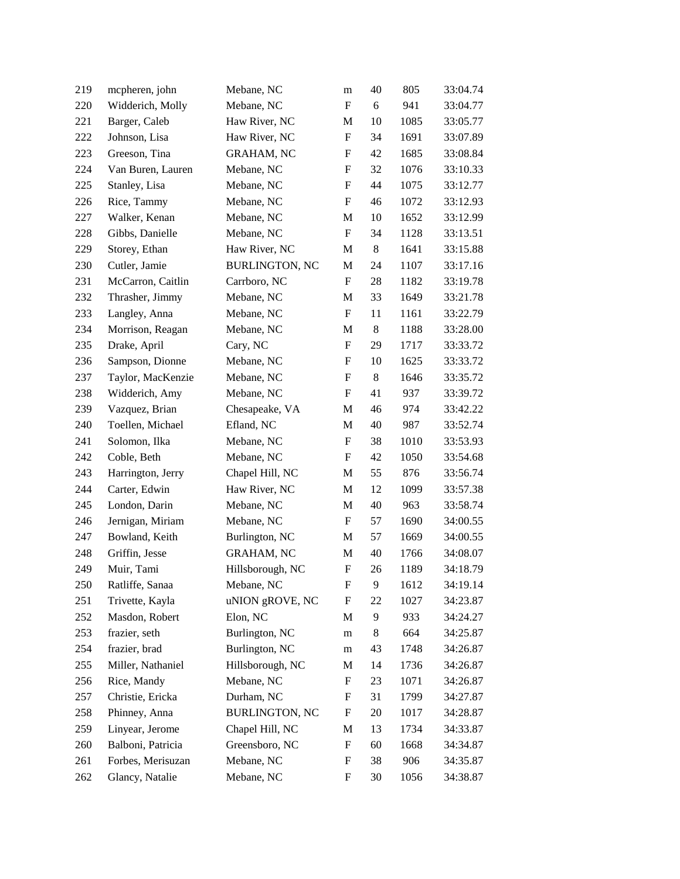| 219 | mcpheren, john | Mebane, NC | m | 40 | 805 | 33:04.74 |
|---|---|---|---|---|---|---|
| 220 | Widderich, Molly | Mebane, NC | F | 6 | 941 | 33:04.77 |
| 221 | Barger, Caleb | Haw River, NC | M | 10 | 1085 | 33:05.77 |
| 222 | Johnson, Lisa | Haw River, NC | F | 34 | 1691 | 33:07.89 |
| 223 | Greeson, Tina | GRAHAM, NC | F | 42 | 1685 | 33:08.84 |
| 224 | Van Buren, Lauren | Mebane, NC | F | 32 | 1076 | 33:10.33 |
| 225 | Stanley, Lisa | Mebane, NC | F | 44 | 1075 | 33:12.77 |
| 226 | Rice, Tammy | Mebane, NC | F | 46 | 1072 | 33:12.93 |
| 227 | Walker, Kenan | Mebane, NC | M | 10 | 1652 | 33:12.99 |
| 228 | Gibbs, Danielle | Mebane, NC | F | 34 | 1128 | 33:13.51 |
| 229 | Storey, Ethan | Haw River, NC | M | 8 | 1641 | 33:15.88 |
| 230 | Cutler, Jamie | BURLINGTON, NC | M | 24 | 1107 | 33:17.16 |
| 231 | McCarron, Caitlin | Carrboro, NC | F | 28 | 1182 | 33:19.78 |
| 232 | Thrasher, Jimmy | Mebane, NC | M | 33 | 1649 | 33:21.78 |
| 233 | Langley, Anna | Mebane, NC | F | 11 | 1161 | 33:22.79 |
| 234 | Morrison, Reagan | Mebane, NC | M | 8 | 1188 | 33:28.00 |
| 235 | Drake, April | Cary, NC | F | 29 | 1717 | 33:33.72 |
| 236 | Sampson, Dionne | Mebane, NC | F | 10 | 1625 | 33:33.72 |
| 237 | Taylor, MacKenzie | Mebane, NC | F | 8 | 1646 | 33:35.72 |
| 238 | Widderich, Amy | Mebane, NC | F | 41 | 937 | 33:39.72 |
| 239 | Vazquez, Brian | Chesapeake, VA | M | 46 | 974 | 33:42.22 |
| 240 | Toellen, Michael | Efland, NC | M | 40 | 987 | 33:52.74 |
| 241 | Solomon, Ilka | Mebane, NC | F | 38 | 1010 | 33:53.93 |
| 242 | Coble, Beth | Mebane, NC | F | 42 | 1050 | 33:54.68 |
| 243 | Harrington, Jerry | Chapel Hill, NC | M | 55 | 876 | 33:56.74 |
| 244 | Carter, Edwin | Haw River, NC | M | 12 | 1099 | 33:57.38 |
| 245 | London, Darin | Mebane, NC | M | 40 | 963 | 33:58.74 |
| 246 | Jernigan, Miriam | Mebane, NC | F | 57 | 1690 | 34:00.55 |
| 247 | Bowland, Keith | Burlington, NC | M | 57 | 1669 | 34:00.55 |
| 248 | Griffin, Jesse | GRAHAM, NC | M | 40 | 1766 | 34:08.07 |
| 249 | Muir, Tami | Hillsborough, NC | F | 26 | 1189 | 34:18.79 |
| 250 | Ratliffe, Sanaa | Mebane, NC | F | 9 | 1612 | 34:19.14 |
| 251 | Trivette, Kayla | uNION gROVE, NC | F | 22 | 1027 | 34:23.87 |
| 252 | Masdon, Robert | Elon, NC | M | 9 | 933 | 34:24.27 |
| 253 | frazier, seth | Burlington, NC | m | 8 | 664 | 34:25.87 |
| 254 | frazier, brad | Burlington, NC | m | 43 | 1748 | 34:26.87 |
| 255 | Miller, Nathaniel | Hillsborough, NC | M | 14 | 1736 | 34:26.87 |
| 256 | Rice, Mandy | Mebane, NC | F | 23 | 1071 | 34:26.87 |
| 257 | Christie, Ericka | Durham, NC | F | 31 | 1799 | 34:27.87 |
| 258 | Phinney, Anna | BURLINGTON, NC | F | 20 | 1017 | 34:28.87 |
| 259 | Linyear, Jerome | Chapel Hill, NC | M | 13 | 1734 | 34:33.87 |
| 260 | Balboni, Patricia | Greensboro, NC | F | 60 | 1668 | 34:34.87 |
| 261 | Forbes, Merisuzan | Mebane, NC | F | 38 | 906 | 34:35.87 |
| 262 | Glancy, Natalie | Mebane, NC | F | 30 | 1056 | 34:38.87 |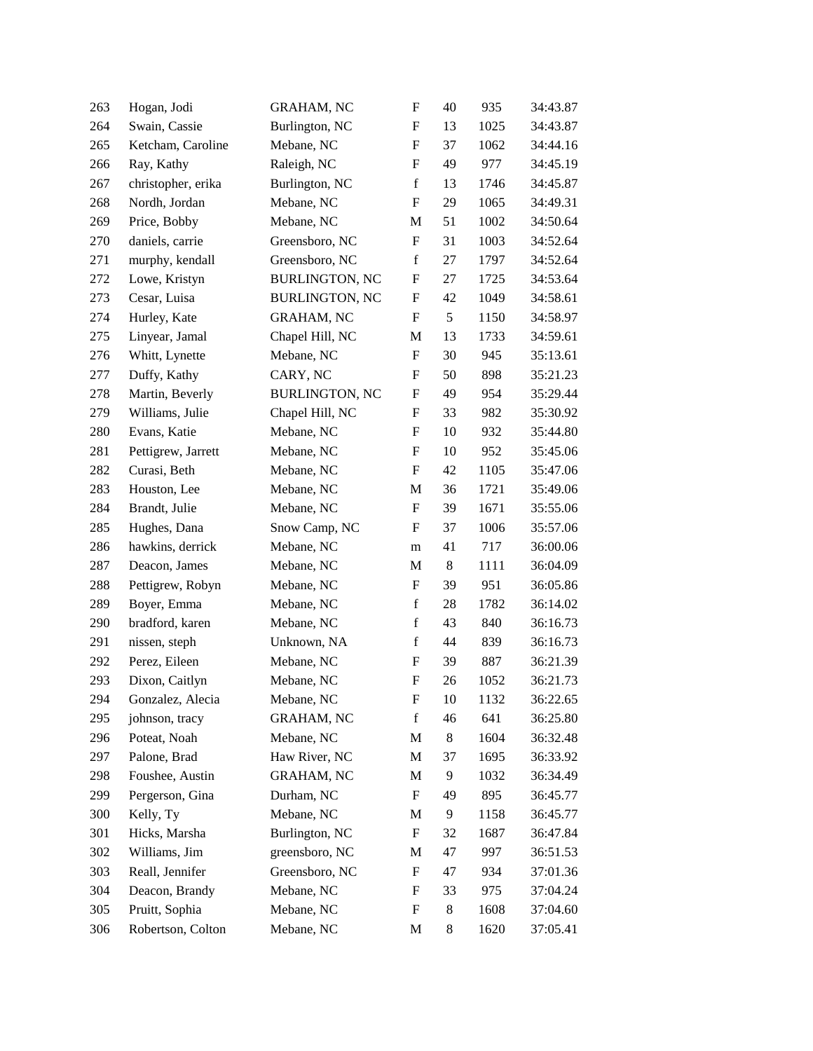| | | | | | | |
|---|---|---|---|---|---|---|
| 263 | Hogan, Jodi | GRAHAM, NC | F | 40 | 935 | 34:43.87 |
| 264 | Swain, Cassie | Burlington, NC | F | 13 | 1025 | 34:43.87 |
| 265 | Ketcham, Caroline | Mebane, NC | F | 37 | 1062 | 34:44.16 |
| 266 | Ray, Kathy | Raleigh, NC | F | 49 | 977 | 34:45.19 |
| 267 | christopher, erika | Burlington, NC | f | 13 | 1746 | 34:45.87 |
| 268 | Nordh, Jordan | Mebane, NC | F | 29 | 1065 | 34:49.31 |
| 269 | Price, Bobby | Mebane, NC | M | 51 | 1002 | 34:50.64 |
| 270 | daniels, carrie | Greensboro, NC | F | 31 | 1003 | 34:52.64 |
| 271 | murphy, kendall | Greensboro, NC | f | 27 | 1797 | 34:52.64 |
| 272 | Lowe, Kristyn | BURLINGTON, NC | F | 27 | 1725 | 34:53.64 |
| 273 | Cesar, Luisa | BURLINGTON, NC | F | 42 | 1049 | 34:58.61 |
| 274 | Hurley, Kate | GRAHAM, NC | F | 5 | 1150 | 34:58.97 |
| 275 | Linyear, Jamal | Chapel Hill, NC | M | 13 | 1733 | 34:59.61 |
| 276 | Whitt, Lynette | Mebane, NC | F | 30 | 945 | 35:13.61 |
| 277 | Duffy, Kathy | CARY, NC | F | 50 | 898 | 35:21.23 |
| 278 | Martin, Beverly | BURLINGTON, NC | F | 49 | 954 | 35:29.44 |
| 279 | Williams, Julie | Chapel Hill, NC | F | 33 | 982 | 35:30.92 |
| 280 | Evans, Katie | Mebane, NC | F | 10 | 932 | 35:44.80 |
| 281 | Pettigrew, Jarrett | Mebane, NC | F | 10 | 952 | 35:45.06 |
| 282 | Curasi, Beth | Mebane, NC | F | 42 | 1105 | 35:47.06 |
| 283 | Houston, Lee | Mebane, NC | M | 36 | 1721 | 35:49.06 |
| 284 | Brandt, Julie | Mebane, NC | F | 39 | 1671 | 35:55.06 |
| 285 | Hughes, Dana | Snow Camp, NC | F | 37 | 1006 | 35:57.06 |
| 286 | hawkins, derrick | Mebane, NC | m | 41 | 717 | 36:00.06 |
| 287 | Deacon, James | Mebane, NC | M | 8 | 1111 | 36:04.09 |
| 288 | Pettigrew, Robyn | Mebane, NC | F | 39 | 951 | 36:05.86 |
| 289 | Boyer, Emma | Mebane, NC | f | 28 | 1782 | 36:14.02 |
| 290 | bradford, karen | Mebane, NC | f | 43 | 840 | 36:16.73 |
| 291 | nissen, steph | Unknown, NA | f | 44 | 839 | 36:16.73 |
| 292 | Perez, Eileen | Mebane, NC | F | 39 | 887 | 36:21.39 |
| 293 | Dixon, Caitlyn | Mebane, NC | F | 26 | 1052 | 36:21.73 |
| 294 | Gonzalez, Alecia | Mebane, NC | F | 10 | 1132 | 36:22.65 |
| 295 | johnson, tracy | GRAHAM, NC | f | 46 | 641 | 36:25.80 |
| 296 | Poteat, Noah | Mebane, NC | M | 8 | 1604 | 36:32.48 |
| 297 | Palone, Brad | Haw River, NC | M | 37 | 1695 | 36:33.92 |
| 298 | Foushee, Austin | GRAHAM, NC | M | 9 | 1032 | 36:34.49 |
| 299 | Pergerson, Gina | Durham, NC | F | 49 | 895 | 36:45.77 |
| 300 | Kelly, Ty | Mebane, NC | M | 9 | 1158 | 36:45.77 |
| 301 | Hicks, Marsha | Burlington, NC | F | 32 | 1687 | 36:47.84 |
| 302 | Williams, Jim | greensboro, NC | M | 47 | 997 | 36:51.53 |
| 303 | Reall, Jennifer | Greensboro, NC | F | 47 | 934 | 37:01.36 |
| 304 | Deacon, Brandy | Mebane, NC | F | 33 | 975 | 37:04.24 |
| 305 | Pruitt, Sophia | Mebane, NC | F | 8 | 1608 | 37:04.60 |
| 306 | Robertson, Colton | Mebane, NC | M | 8 | 1620 | 37:05.41 |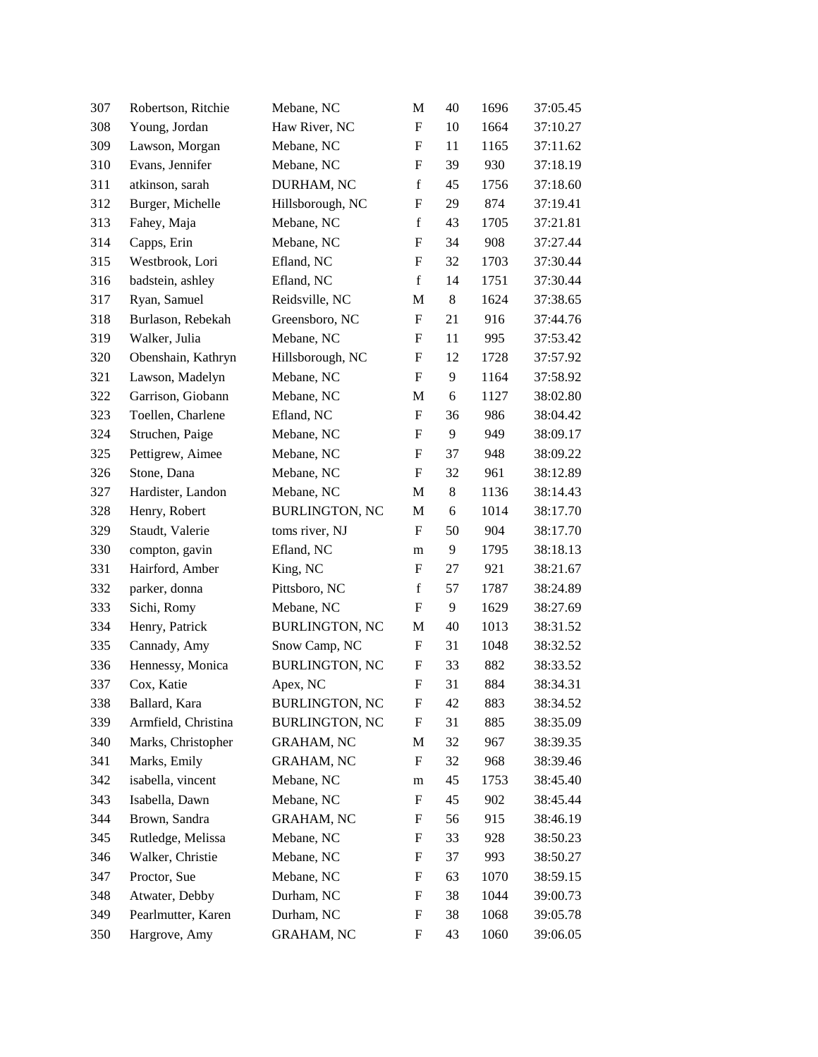| | | | | | | |
|---|---|---|---|---|---|---|
| 307 | Robertson, Ritchie | Mebane, NC | M | 40 | 1696 | 37:05.45 |
| 308 | Young, Jordan | Haw River, NC | F | 10 | 1664 | 37:10.27 |
| 309 | Lawson, Morgan | Mebane, NC | F | 11 | 1165 | 37:11.62 |
| 310 | Evans, Jennifer | Mebane, NC | F | 39 | 930 | 37:18.19 |
| 311 | atkinson, sarah | DURHAM, NC | f | 45 | 1756 | 37:18.60 |
| 312 | Burger, Michelle | Hillsborough, NC | F | 29 | 874 | 37:19.41 |
| 313 | Fahey, Maja | Mebane, NC | f | 43 | 1705 | 37:21.81 |
| 314 | Capps, Erin | Mebane, NC | F | 34 | 908 | 37:27.44 |
| 315 | Westbrook, Lori | Efland, NC | F | 32 | 1703 | 37:30.44 |
| 316 | badstein, ashley | Efland, NC | f | 14 | 1751 | 37:30.44 |
| 317 | Ryan, Samuel | Reidsville, NC | M | 8 | 1624 | 37:38.65 |
| 318 | Burlason, Rebekah | Greensboro, NC | F | 21 | 916 | 37:44.76 |
| 319 | Walker, Julia | Mebane, NC | F | 11 | 995 | 37:53.42 |
| 320 | Obenshain, Kathryn | Hillsborough, NC | F | 12 | 1728 | 37:57.92 |
| 321 | Lawson, Madelyn | Mebane, NC | F | 9 | 1164 | 37:58.92 |
| 322 | Garrison, Giobann | Mebane, NC | M | 6 | 1127 | 38:02.80 |
| 323 | Toellen, Charlene | Efland, NC | F | 36 | 986 | 38:04.42 |
| 324 | Struchen, Paige | Mebane, NC | F | 9 | 949 | 38:09.17 |
| 325 | Pettigrew, Aimee | Mebane, NC | F | 37 | 948 | 38:09.22 |
| 326 | Stone, Dana | Mebane, NC | F | 32 | 961 | 38:12.89 |
| 327 | Hardister, Landon | Mebane, NC | M | 8 | 1136 | 38:14.43 |
| 328 | Henry, Robert | BURLINGTON, NC | M | 6 | 1014 | 38:17.70 |
| 329 | Staudt, Valerie | toms river, NJ | F | 50 | 904 | 38:17.70 |
| 330 | compton, gavin | Efland, NC | m | 9 | 1795 | 38:18.13 |
| 331 | Hairford, Amber | King, NC | F | 27 | 921 | 38:21.67 |
| 332 | parker, donna | Pittsboro, NC | f | 57 | 1787 | 38:24.89 |
| 333 | Sichi, Romy | Mebane, NC | F | 9 | 1629 | 38:27.69 |
| 334 | Henry, Patrick | BURLINGTON, NC | M | 40 | 1013 | 38:31.52 |
| 335 | Cannady, Amy | Snow Camp, NC | F | 31 | 1048 | 38:32.52 |
| 336 | Hennessy, Monica | BURLINGTON, NC | F | 33 | 882 | 38:33.52 |
| 337 | Cox, Katie | Apex, NC | F | 31 | 884 | 38:34.31 |
| 338 | Ballard, Kara | BURLINGTON, NC | F | 42 | 883 | 38:34.52 |
| 339 | Armfield, Christina | BURLINGTON, NC | F | 31 | 885 | 38:35.09 |
| 340 | Marks, Christopher | GRAHAM, NC | M | 32 | 967 | 38:39.35 |
| 341 | Marks, Emily | GRAHAM, NC | F | 32 | 968 | 38:39.46 |
| 342 | isabella, vincent | Mebane, NC | m | 45 | 1753 | 38:45.40 |
| 343 | Isabella, Dawn | Mebane, NC | F | 45 | 902 | 38:45.44 |
| 344 | Brown, Sandra | GRAHAM, NC | F | 56 | 915 | 38:46.19 |
| 345 | Rutledge, Melissa | Mebane, NC | F | 33 | 928 | 38:50.23 |
| 346 | Walker, Christie | Mebane, NC | F | 37 | 993 | 38:50.27 |
| 347 | Proctor, Sue | Mebane, NC | F | 63 | 1070 | 38:59.15 |
| 348 | Atwater, Debby | Durham, NC | F | 38 | 1044 | 39:00.73 |
| 349 | Pearlmutter, Karen | Durham, NC | F | 38 | 1068 | 39:05.78 |
| 350 | Hargrove, Amy | GRAHAM, NC | F | 43 | 1060 | 39:06.05 |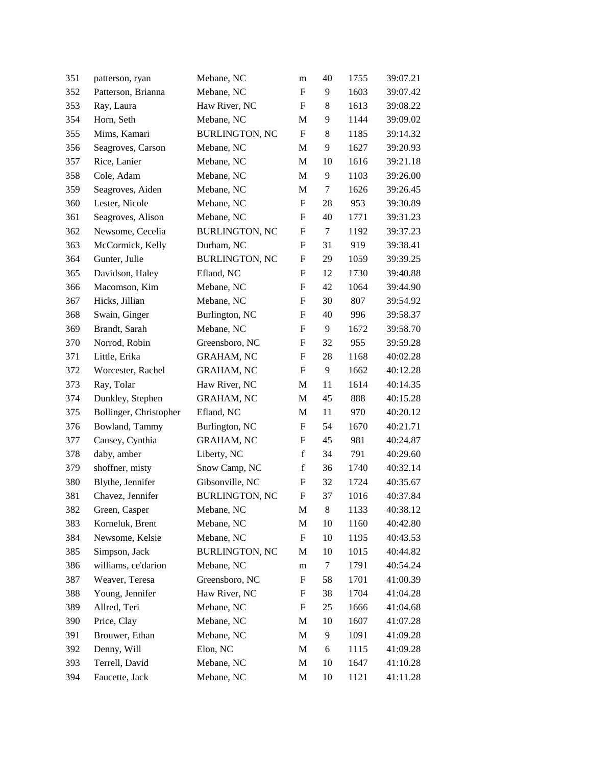| | | | | | | |
|---|---|---|---|---|---|---|
| 351 | patterson, ryan | Mebane, NC | m | 40 | 1755 | 39:07.21 |
| 352 | Patterson, Brianna | Mebane, NC | F | 9 | 1603 | 39:07.42 |
| 353 | Ray, Laura | Haw River, NC | F | 8 | 1613 | 39:08.22 |
| 354 | Horn, Seth | Mebane, NC | M | 9 | 1144 | 39:09.02 |
| 355 | Mims, Kamari | BURLINGTON, NC | F | 8 | 1185 | 39:14.32 |
| 356 | Seagroves, Carson | Mebane, NC | M | 9 | 1627 | 39:20.93 |
| 357 | Rice, Lanier | Mebane, NC | M | 10 | 1616 | 39:21.18 |
| 358 | Cole, Adam | Mebane, NC | M | 9 | 1103 | 39:26.00 |
| 359 | Seagroves, Aiden | Mebane, NC | M | 7 | 1626 | 39:26.45 |
| 360 | Lester, Nicole | Mebane, NC | F | 28 | 953 | 39:30.89 |
| 361 | Seagroves, Alison | Mebane, NC | F | 40 | 1771 | 39:31.23 |
| 362 | Newsome, Cecelia | BURLINGTON, NC | F | 7 | 1192 | 39:37.23 |
| 363 | McCormick, Kelly | Durham, NC | F | 31 | 919 | 39:38.41 |
| 364 | Gunter, Julie | BURLINGTON, NC | F | 29 | 1059 | 39:39.25 |
| 365 | Davidson, Haley | Efland, NC | F | 12 | 1730 | 39:40.88 |
| 366 | Macomson, Kim | Mebane, NC | F | 42 | 1064 | 39:44.90 |
| 367 | Hicks, Jillian | Mebane, NC | F | 30 | 807 | 39:54.92 |
| 368 | Swain, Ginger | Burlington, NC | F | 40 | 996 | 39:58.37 |
| 369 | Brandt, Sarah | Mebane, NC | F | 9 | 1672 | 39:58.70 |
| 370 | Norrod, Robin | Greensboro, NC | F | 32 | 955 | 39:59.28 |
| 371 | Little, Erika | GRAHAM, NC | F | 28 | 1168 | 40:02.28 |
| 372 | Worcester, Rachel | GRAHAM, NC | F | 9 | 1662 | 40:12.28 |
| 373 | Ray, Tolar | Haw River, NC | M | 11 | 1614 | 40:14.35 |
| 374 | Dunkley, Stephen | GRAHAM, NC | M | 45 | 888 | 40:15.28 |
| 375 | Bollinger, Christopher | Efland, NC | M | 11 | 970 | 40:20.12 |
| 376 | Bowland, Tammy | Burlington, NC | F | 54 | 1670 | 40:21.71 |
| 377 | Causey, Cynthia | GRAHAM, NC | F | 45 | 981 | 40:24.87 |
| 378 | daby, amber | Liberty, NC | f | 34 | 791 | 40:29.60 |
| 379 | shoffner, misty | Snow Camp, NC | f | 36 | 1740 | 40:32.14 |
| 380 | Blythe, Jennifer | Gibsonville, NC | F | 32 | 1724 | 40:35.67 |
| 381 | Chavez, Jennifer | BURLINGTON, NC | F | 37 | 1016 | 40:37.84 |
| 382 | Green, Casper | Mebane, NC | M | 8 | 1133 | 40:38.12 |
| 383 | Korneluk, Brent | Mebane, NC | M | 10 | 1160 | 40:42.80 |
| 384 | Newsome, Kelsie | Mebane, NC | F | 10 | 1195 | 40:43.53 |
| 385 | Simpson, Jack | BURLINGTON, NC | M | 10 | 1015 | 40:44.82 |
| 386 | williams, ce'darion | Mebane, NC | m | 7 | 1791 | 40:54.24 |
| 387 | Weaver, Teresa | Greensboro, NC | F | 58 | 1701 | 41:00.39 |
| 388 | Young, Jennifer | Haw River, NC | F | 38 | 1704 | 41:04.28 |
| 389 | Allred, Teri | Mebane, NC | F | 25 | 1666 | 41:04.68 |
| 390 | Price, Clay | Mebane, NC | M | 10 | 1607 | 41:07.28 |
| 391 | Brouwer, Ethan | Mebane, NC | M | 9 | 1091 | 41:09.28 |
| 392 | Denny, Will | Elon, NC | M | 6 | 1115 | 41:09.28 |
| 393 | Terrell, David | Mebane, NC | M | 10 | 1647 | 41:10.28 |
| 394 | Faucette, Jack | Mebane, NC | M | 10 | 1121 | 41:11.28 |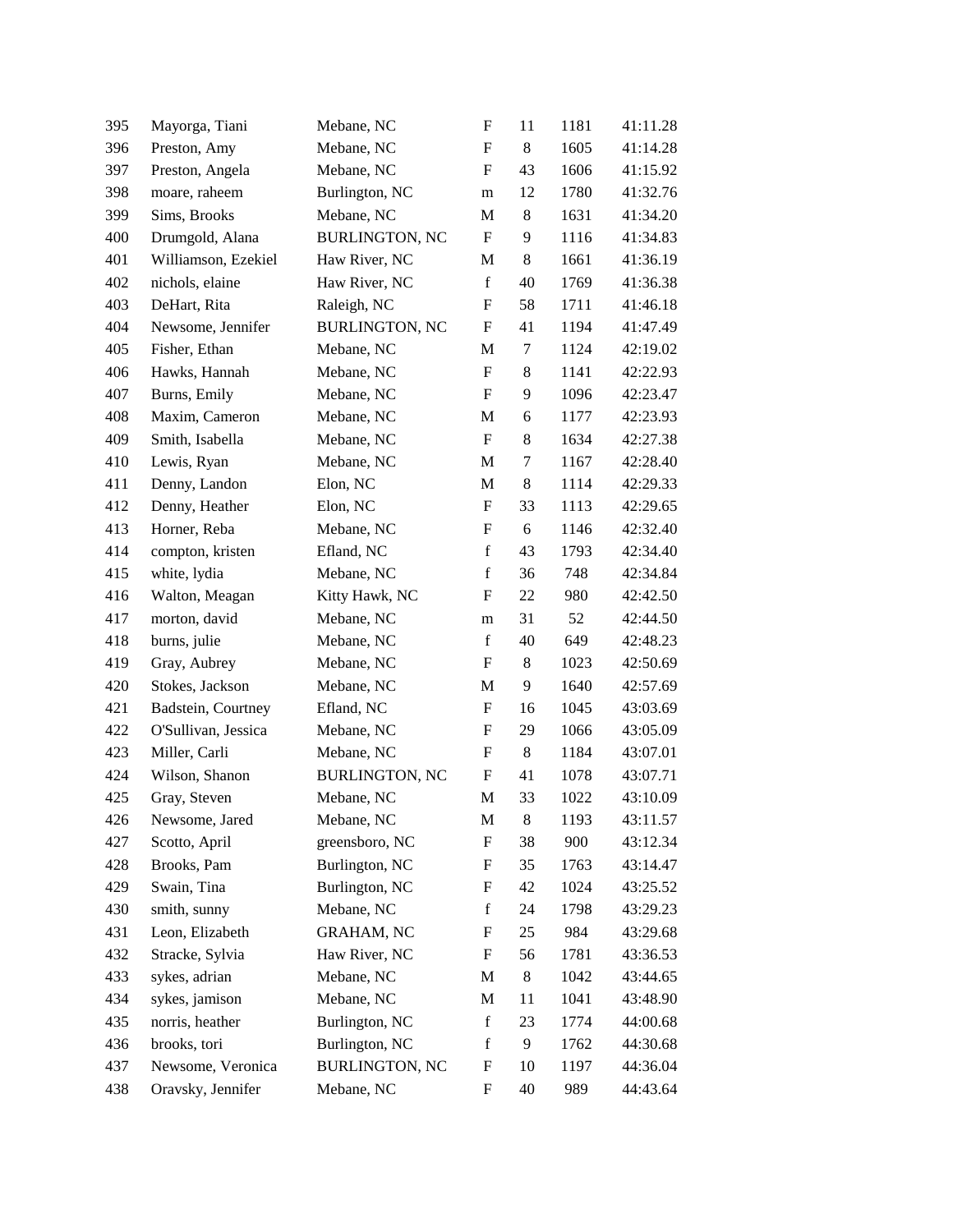| | | | | | | |
|---|---|---|---|---|---|---|
| 395 | Mayorga, Tiani | Mebane, NC | F | 11 | 1181 | 41:11.28 |
| 396 | Preston, Amy | Mebane, NC | F | 8 | 1605 | 41:14.28 |
| 397 | Preston, Angela | Mebane, NC | F | 43 | 1606 | 41:15.92 |
| 398 | moare, raheem | Burlington, NC | m | 12 | 1780 | 41:32.76 |
| 399 | Sims, Brooks | Mebane, NC | M | 8 | 1631 | 41:34.20 |
| 400 | Drumgold, Alana | BURLINGTON, NC | F | 9 | 1116 | 41:34.83 |
| 401 | Williamson, Ezekiel | Haw River, NC | M | 8 | 1661 | 41:36.19 |
| 402 | nichols, elaine | Haw River, NC | f | 40 | 1769 | 41:36.38 |
| 403 | DeHart, Rita | Raleigh, NC | F | 58 | 1711 | 41:46.18 |
| 404 | Newsome, Jennifer | BURLINGTON, NC | F | 41 | 1194 | 41:47.49 |
| 405 | Fisher, Ethan | Mebane, NC | M | 7 | 1124 | 42:19.02 |
| 406 | Hawks, Hannah | Mebane, NC | F | 8 | 1141 | 42:22.93 |
| 407 | Burns, Emily | Mebane, NC | F | 9 | 1096 | 42:23.47 |
| 408 | Maxim, Cameron | Mebane, NC | M | 6 | 1177 | 42:23.93 |
| 409 | Smith, Isabella | Mebane, NC | F | 8 | 1634 | 42:27.38 |
| 410 | Lewis, Ryan | Mebane, NC | M | 7 | 1167 | 42:28.40 |
| 411 | Denny, Landon | Elon, NC | M | 8 | 1114 | 42:29.33 |
| 412 | Denny, Heather | Elon, NC | F | 33 | 1113 | 42:29.65 |
| 413 | Horner, Reba | Mebane, NC | F | 6 | 1146 | 42:32.40 |
| 414 | compton, kristen | Efland, NC | f | 43 | 1793 | 42:34.40 |
| 415 | white, lydia | Mebane, NC | f | 36 | 748 | 42:34.84 |
| 416 | Walton, Meagan | Kitty Hawk, NC | F | 22 | 980 | 42:42.50 |
| 417 | morton, david | Mebane, NC | m | 31 | 52 | 42:44.50 |
| 418 | burns, julie | Mebane, NC | f | 40 | 649 | 42:48.23 |
| 419 | Gray, Aubrey | Mebane, NC | F | 8 | 1023 | 42:50.69 |
| 420 | Stokes, Jackson | Mebane, NC | M | 9 | 1640 | 42:57.69 |
| 421 | Badstein, Courtney | Efland, NC | F | 16 | 1045 | 43:03.69 |
| 422 | O'Sullivan, Jessica | Mebane, NC | F | 29 | 1066 | 43:05.09 |
| 423 | Miller, Carli | Mebane, NC | F | 8 | 1184 | 43:07.01 |
| 424 | Wilson, Shanon | BURLINGTON, NC | F | 41 | 1078 | 43:07.71 |
| 425 | Gray, Steven | Mebane, NC | M | 33 | 1022 | 43:10.09 |
| 426 | Newsome, Jared | Mebane, NC | M | 8 | 1193 | 43:11.57 |
| 427 | Scotto, April | greensboro, NC | F | 38 | 900 | 43:12.34 |
| 428 | Brooks, Pam | Burlington, NC | F | 35 | 1763 | 43:14.47 |
| 429 | Swain, Tina | Burlington, NC | F | 42 | 1024 | 43:25.52 |
| 430 | smith, sunny | Mebane, NC | f | 24 | 1798 | 43:29.23 |
| 431 | Leon, Elizabeth | GRAHAM, NC | F | 25 | 984 | 43:29.68 |
| 432 | Stracke, Sylvia | Haw River, NC | F | 56 | 1781 | 43:36.53 |
| 433 | sykes, adrian | Mebane, NC | M | 8 | 1042 | 43:44.65 |
| 434 | sykes, jamison | Mebane, NC | M | 11 | 1041 | 43:48.90 |
| 435 | norris, heather | Burlington, NC | f | 23 | 1774 | 44:00.68 |
| 436 | brooks, tori | Burlington, NC | f | 9 | 1762 | 44:30.68 |
| 437 | Newsome, Veronica | BURLINGTON, NC | F | 10 | 1197 | 44:36.04 |
| 438 | Oravsky, Jennifer | Mebane, NC | F | 40 | 989 | 44:43.64 |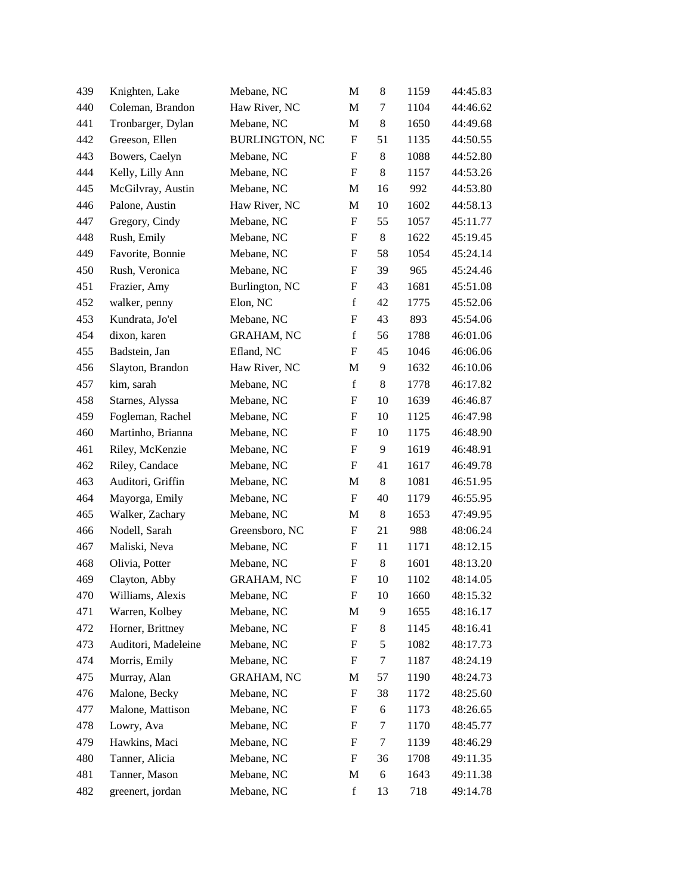| | | | | | | |
|---|---|---|---|---|---|---|
| 439 | Knighten, Lake | Mebane, NC | M | 8 | 1159 | 44:45.83 |
| 440 | Coleman, Brandon | Haw River, NC | M | 7 | 1104 | 44:46.62 |
| 441 | Tronbarger, Dylan | Mebane, NC | M | 8 | 1650 | 44:49.68 |
| 442 | Greeson, Ellen | BURLINGTON, NC | F | 51 | 1135 | 44:50.55 |
| 443 | Bowers, Caelyn | Mebane, NC | F | 8 | 1088 | 44:52.80 |
| 444 | Kelly, Lilly Ann | Mebane, NC | F | 8 | 1157 | 44:53.26 |
| 445 | McGilvray, Austin | Mebane, NC | M | 16 | 992 | 44:53.80 |
| 446 | Palone, Austin | Haw River, NC | M | 10 | 1602 | 44:58.13 |
| 447 | Gregory, Cindy | Mebane, NC | F | 55 | 1057 | 45:11.77 |
| 448 | Rush, Emily | Mebane, NC | F | 8 | 1622 | 45:19.45 |
| 449 | Favorite, Bonnie | Mebane, NC | F | 58 | 1054 | 45:24.14 |
| 450 | Rush, Veronica | Mebane, NC | F | 39 | 965 | 45:24.46 |
| 451 | Frazier, Amy | Burlington, NC | F | 43 | 1681 | 45:51.08 |
| 452 | walker, penny | Elon, NC | f | 42 | 1775 | 45:52.06 |
| 453 | Kundrata, Jo'el | Mebane, NC | F | 43 | 893 | 45:54.06 |
| 454 | dixon, karen | GRAHAM, NC | f | 56 | 1788 | 46:01.06 |
| 455 | Badstein, Jan | Efland, NC | F | 45 | 1046 | 46:06.06 |
| 456 | Slayton, Brandon | Haw River, NC | M | 9 | 1632 | 46:10.06 |
| 457 | kim, sarah | Mebane, NC | f | 8 | 1778 | 46:17.82 |
| 458 | Starnes, Alyssa | Mebane, NC | F | 10 | 1639 | 46:46.87 |
| 459 | Fogleman, Rachel | Mebane, NC | F | 10 | 1125 | 46:47.98 |
| 460 | Martinho, Brianna | Mebane, NC | F | 10 | 1175 | 46:48.90 |
| 461 | Riley, McKenzie | Mebane, NC | F | 9 | 1619 | 46:48.91 |
| 462 | Riley, Candace | Mebane, NC | F | 41 | 1617 | 46:49.78 |
| 463 | Auditori, Griffin | Mebane, NC | M | 8 | 1081 | 46:51.95 |
| 464 | Mayorga, Emily | Mebane, NC | F | 40 | 1179 | 46:55.95 |
| 465 | Walker, Zachary | Mebane, NC | M | 8 | 1653 | 47:49.95 |
| 466 | Nodell, Sarah | Greensboro, NC | F | 21 | 988 | 48:06.24 |
| 467 | Maliski, Neva | Mebane, NC | F | 11 | 1171 | 48:12.15 |
| 468 | Olivia, Potter | Mebane, NC | F | 8 | 1601 | 48:13.20 |
| 469 | Clayton, Abby | GRAHAM, NC | F | 10 | 1102 | 48:14.05 |
| 470 | Williams, Alexis | Mebane, NC | F | 10 | 1660 | 48:15.32 |
| 471 | Warren, Kolbey | Mebane, NC | M | 9 | 1655 | 48:16.17 |
| 472 | Horner, Brittney | Mebane, NC | F | 8 | 1145 | 48:16.41 |
| 473 | Auditori, Madeleine | Mebane, NC | F | 5 | 1082 | 48:17.73 |
| 474 | Morris, Emily | Mebane, NC | F | 7 | 1187 | 48:24.19 |
| 475 | Murray, Alan | GRAHAM, NC | M | 57 | 1190 | 48:24.73 |
| 476 | Malone, Becky | Mebane, NC | F | 38 | 1172 | 48:25.60 |
| 477 | Malone, Mattison | Mebane, NC | F | 6 | 1173 | 48:26.65 |
| 478 | Lowry, Ava | Mebane, NC | F | 7 | 1170 | 48:45.77 |
| 479 | Hawkins, Maci | Mebane, NC | F | 7 | 1139 | 48:46.29 |
| 480 | Tanner, Alicia | Mebane, NC | F | 36 | 1708 | 49:11.35 |
| 481 | Tanner, Mason | Mebane, NC | M | 6 | 1643 | 49:11.38 |
| 482 | greenert, jordan | Mebane, NC | f | 13 | 718 | 49:14.78 |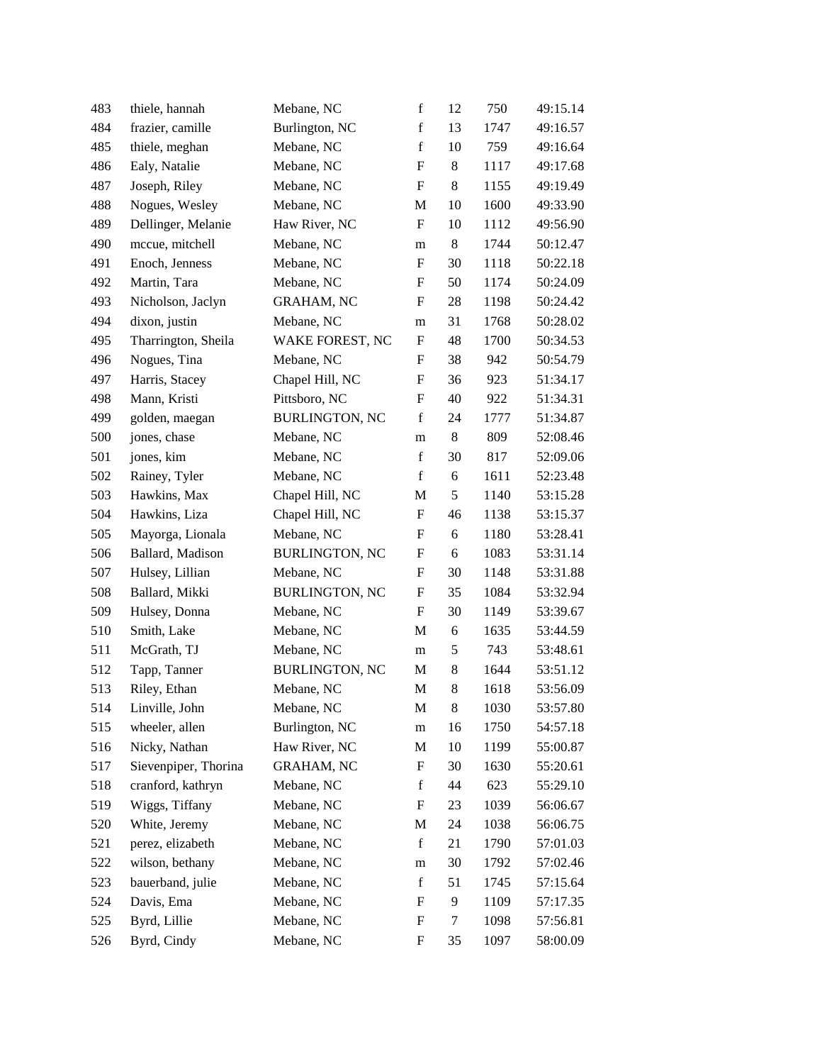| | | | | | | |
|---|---|---|---|---|---|---|
| 483 | thiele, hannah | Mebane, NC | f | 12 | 750 | 49:15.14 |
| 484 | frazier, camille | Burlington, NC | f | 13 | 1747 | 49:16.57 |
| 485 | thiele, meghan | Mebane, NC | f | 10 | 759 | 49:16.64 |
| 486 | Ealy, Natalie | Mebane, NC | F | 8 | 1117 | 49:17.68 |
| 487 | Joseph, Riley | Mebane, NC | F | 8 | 1155 | 49:19.49 |
| 488 | Nogues, Wesley | Mebane, NC | M | 10 | 1600 | 49:33.90 |
| 489 | Dellinger, Melanie | Haw River, NC | F | 10 | 1112 | 49:56.90 |
| 490 | mccue, mitchell | Mebane, NC | m | 8 | 1744 | 50:12.47 |
| 491 | Enoch, Jenness | Mebane, NC | F | 30 | 1118 | 50:22.18 |
| 492 | Martin, Tara | Mebane, NC | F | 50 | 1174 | 50:24.09 |
| 493 | Nicholson, Jaclyn | GRAHAM, NC | F | 28 | 1198 | 50:24.42 |
| 494 | dixon, justin | Mebane, NC | m | 31 | 1768 | 50:28.02 |
| 495 | Tharrington, Sheila | WAKE FOREST, NC | F | 48 | 1700 | 50:34.53 |
| 496 | Nogues, Tina | Mebane, NC | F | 38 | 942 | 50:54.79 |
| 497 | Harris, Stacey | Chapel Hill, NC | F | 36 | 923 | 51:34.17 |
| 498 | Mann, Kristi | Pittsboro, NC | F | 40 | 922 | 51:34.31 |
| 499 | golden, maegan | BURLINGTON, NC | f | 24 | 1777 | 51:34.87 |
| 500 | jones, chase | Mebane, NC | m | 8 | 809 | 52:08.46 |
| 501 | jones, kim | Mebane, NC | f | 30 | 817 | 52:09.06 |
| 502 | Rainey, Tyler | Mebane, NC | f | 6 | 1611 | 52:23.48 |
| 503 | Hawkins, Max | Chapel Hill, NC | M | 5 | 1140 | 53:15.28 |
| 504 | Hawkins, Liza | Chapel Hill, NC | F | 46 | 1138 | 53:15.37 |
| 505 | Mayorga, Lionala | Mebane, NC | F | 6 | 1180 | 53:28.41 |
| 506 | Ballard, Madison | BURLINGTON, NC | F | 6 | 1083 | 53:31.14 |
| 507 | Hulsey, Lillian | Mebane, NC | F | 30 | 1148 | 53:31.88 |
| 508 | Ballard, Mikki | BURLINGTON, NC | F | 35 | 1084 | 53:32.94 |
| 509 | Hulsey, Donna | Mebane, NC | F | 30 | 1149 | 53:39.67 |
| 510 | Smith, Lake | Mebane, NC | M | 6 | 1635 | 53:44.59 |
| 511 | McGrath, TJ | Mebane, NC | m | 5 | 743 | 53:48.61 |
| 512 | Tapp, Tanner | BURLINGTON, NC | M | 8 | 1644 | 53:51.12 |
| 513 | Riley, Ethan | Mebane, NC | M | 8 | 1618 | 53:56.09 |
| 514 | Linville, John | Mebane, NC | M | 8 | 1030 | 53:57.80 |
| 515 | wheeler, allen | Burlington, NC | m | 16 | 1750 | 54:57.18 |
| 516 | Nicky, Nathan | Haw River, NC | M | 10 | 1199 | 55:00.87 |
| 517 | Sievenpiper, Thorina | GRAHAM, NC | F | 30 | 1630 | 55:20.61 |
| 518 | cranford, kathryn | Mebane, NC | f | 44 | 623 | 55:29.10 |
| 519 | Wiggs, Tiffany | Mebane, NC | F | 23 | 1039 | 56:06.67 |
| 520 | White, Jeremy | Mebane, NC | M | 24 | 1038 | 56:06.75 |
| 521 | perez, elizabeth | Mebane, NC | f | 21 | 1790 | 57:01.03 |
| 522 | wilson, bethany | Mebane, NC | m | 30 | 1792 | 57:02.46 |
| 523 | bauerband, julie | Mebane, NC | f | 51 | 1745 | 57:15.64 |
| 524 | Davis, Ema | Mebane, NC | F | 9 | 1109 | 57:17.35 |
| 525 | Byrd, Lillie | Mebane, NC | F | 7 | 1098 | 57:56.81 |
| 526 | Byrd, Cindy | Mebane, NC | F | 35 | 1097 | 58:00.09 |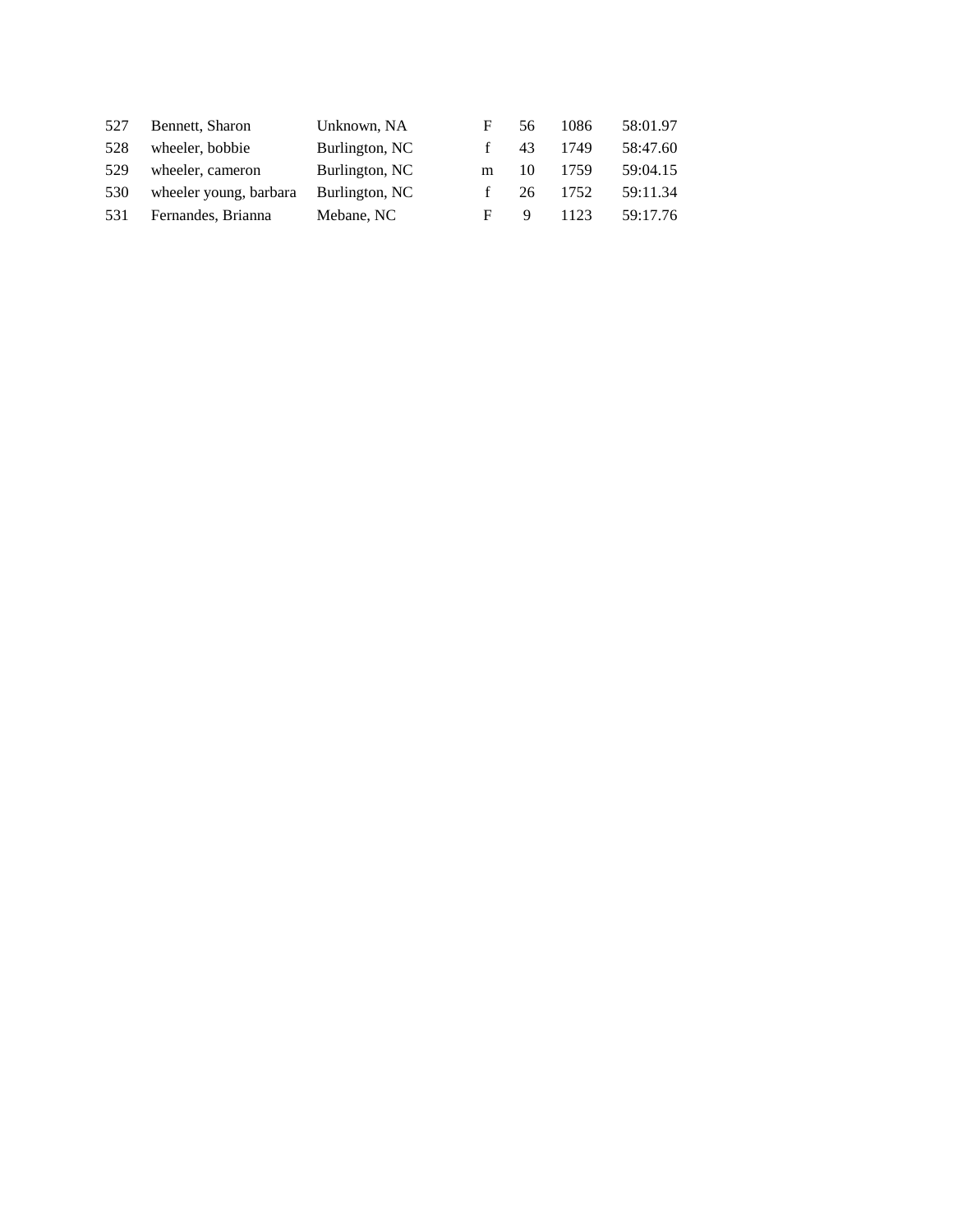| | | | | | | |
|---|---|---|---|---|---|---|
| 527 | Bennett, Sharon | Unknown, NA | F | 56 | 1086 | 58:01.97 |
| 528 | wheeler, bobbie | Burlington, NC | f | 43 | 1749 | 58:47.60 |
| 529 | wheeler, cameron | Burlington, NC | m | 10 | 1759 | 59:04.15 |
| 530 | wheeler young, barbara | Burlington, NC | f | 26 | 1752 | 59:11.34 |
| 531 | Fernandes, Brianna | Mebane, NC | F | 9 | 1123 | 59:17.76 |